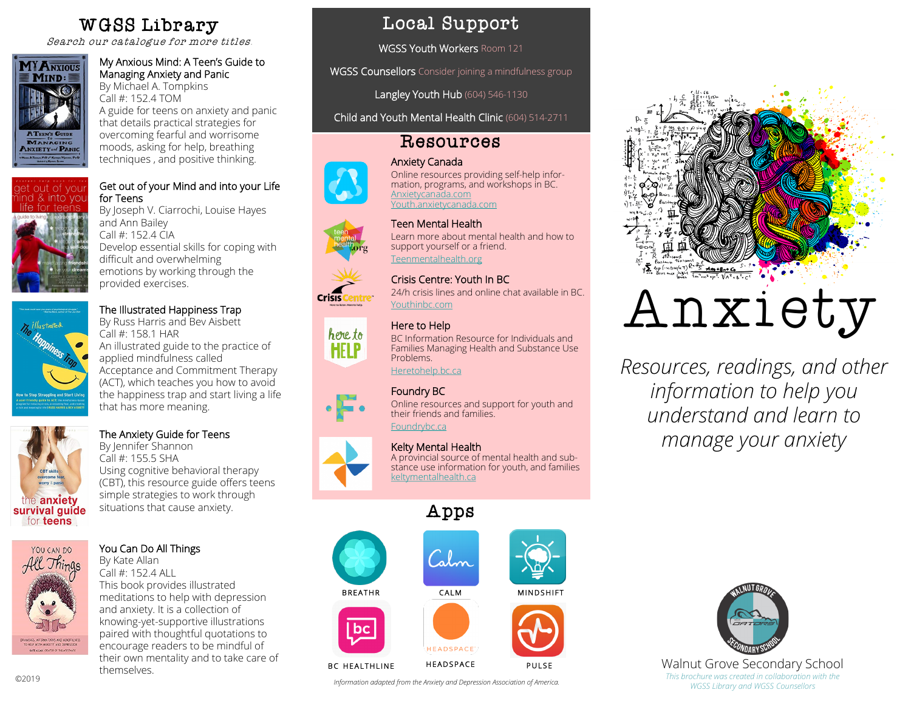# WGSS Library

*Search our catalogue for more titles.*

### My Anxious Mind: A Teen's Guide to Managing Anxiety and Panic

By Michael A. Tompkins
Call #: 152.4 TOM
A guide for teens on anxiety and panic that details practical strategies for overcoming fearful and worrisome moods, asking for help, breathing techniques , and positive thinking.

### Get out of your Mind and into your Life for Teens

By Joseph V. Ciarrochi, Louise Hayes and Ann Bailey
Call #: 152.4 CIA
Develop essential skills for coping with difficult and overwhelming emotions by working through the provided exercises.

### The Illustrated Happiness Trap

By Russ Harris and Bev Aisbett
Call #: 158.1 HAR
An illustrated guide to the practice of applied mindfulness called Acceptance and Commitment Therapy (ACT), which teaches you how to avoid the happiness trap and start living a life that has more meaning.

### The Anxiety Guide for Teens

By Jennifer Shannon
Call #: 155.5 SHA
Using cognitive behavioral therapy (CBT), this resource guide offers teens simple strategies to work through situations that cause anxiety.

### You Can Do All Things

By Kate Allan
Call #: 152.4 ALL
This book provides illustrated meditations to help with depression and anxiety. It is a collection of knowing-yet-supportive illustrations paired with thoughtful quotations to encourage readers to be mindful of their own mentality and to take care of themselves.

©2019

# Local Support

WGSS Youth Workers Room 121

WGSS Counsellors Consider joining a mindfulness group

Langley Youth Hub (604) 546-1130

Child and Youth Mental Health Clinic (604) 514-2711

# Resources

### Anxiety Canada

Online resources providing self-help information, programs, and workshops in BC.
Anxietycanada.com
Youth.anxietycanada.com

### Teen Mental Health

Learn more about mental health and how to support yourself or a friend.
Teenmentalhealth.org

### Crisis Centre: Youth In BC

24/h crisis lines and online chat available in BC.
Youthinbc.com

### Here to Help

BC Information Resource for Individuals and Families Managing Health and Substance Use Problems.
Heretohelp.bc.ca

### Foundry BC

Online resources and support for youth and their friends and families.
Foundrybc.ca

### Kelty Mental Health

A provincial source of mental health and substance use information for youth, and families
keltymentalhealth.ca

# Apps

- BREATHR
- CALM
- MINDSHIFT
- BC HEALTHLINE
- HEADSPACE
- PULSE

*Information adapted from the Anxiety and Depression Association of America.*

# Anxiety

*Resources, readings, and other information to help you understand and learn to manage your anxiety*

Walnut Grove Secondary School

*This brochure was created in collaboration with the WGSS Library and WGSS Counsellors*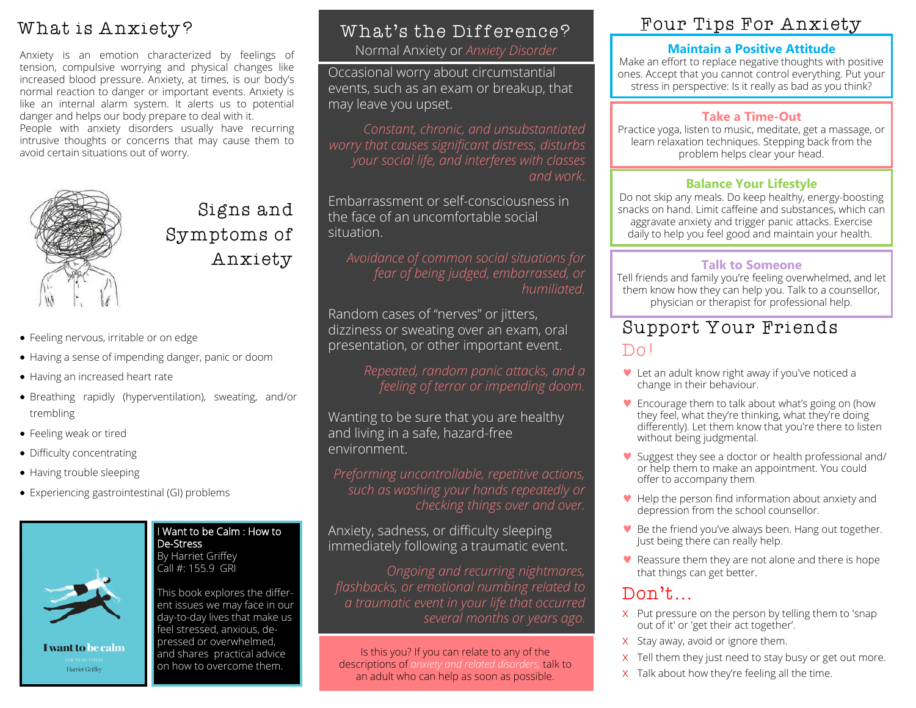# What is Anxiety?

Anxiety is an emotion characterized by feelings of tension, compulsive worrying and physical changes like increased blood pressure. Anxiety, at times, is our body's normal reaction to danger or important events. Anxiety is like an internal alarm system. It alerts us to potential danger and helps our body prepare to deal with it.
People with anxiety disorders usually have recurring intrusive thoughts or concerns that may cause them to avoid certain situations out of worry.

## Signs and Symptoms of Anxiety

- Feeling nervous, irritable or on edge
- Having a sense of impending danger, panic or doom
- Having an increased heart rate
- Breathing rapidly (hyperventilation), sweating, and/or trembling
- Feeling weak or tired
- Difficulty concentrating
- Having trouble sleeping
- Experiencing gastrointestinal (GI) problems

I Want to be Calm : How to De-Stress
By Harriet Griffey
Call #: 155.9 GRI

This book explores the different issues we may face in our day-to-day lives that make us feel stressed, anxious, depressed or overwhelmed, and shares practical advice on how to overcome them.

# What's the Difference?

Normal Anxiety or *Anxiety Disorder*

Occasional worry about circumstantial events, such as an exam or breakup, that may leave you upset.

*Constant, chronic, and unsubstantiated worry that causes significant distress, disturbs your social life, and interferes with classes and work.*

Embarrassment or self-consciousness in the face of an uncomfortable social situation.

*Avoidance of common social situations for fear of being judged, embarrassed, or humiliated.*

Random cases of "nerves" or jitters, dizziness or sweating over an exam, oral presentation, or other important event.

*Repeated, random panic attacks, and a feeling of terror or impending doom.*

Wanting to be sure that you are healthy and living in a safe, hazard-free environment.

*Preforming uncontrollable, repetitive actions, such as washing your hands repeatedly or checking things over and over.*

Anxiety, sadness, or difficulty sleeping immediately following a traumatic event.

*Ongoing and recurring nightmares, flashbacks, or emotional numbing related to a traumatic event in your life that occurred several months or years ago.*

Is this you? If you can relate to any of the descriptions of *anxiety and related disorders*, talk to an adult who can help as soon as possible.

# Four Tips For Anxiety

### Maintain a Positive Attitude

Make an effort to replace negative thoughts with positive ones. Accept that you cannot control everything. Put your stress in perspective: Is it really as bad as you think?

### Take a Time-Out

Practice yoga, listen to music, meditate, get a massage, or learn relaxation techniques. Stepping back from the problem helps clear your head.

### Balance Your Lifestyle

Do not skip any meals. Do keep healthy, energy-boosting snacks on hand. Limit caffeine and substances, which can aggravate anxiety and trigger panic attacks. Exercise daily to help you feel good and maintain your health.

### Talk to Someone

Tell friends and family you're feeling overwhelmed, and let them know how they can help you. Talk to a counsellor, physician or therapist for professional help.

# Support Your Friends

## Do!

- Let an adult know right away if you've noticed a change in their behaviour.
- Encourage them to talk about what's going on (how they feel, what they're thinking, what they're doing differently). Let them know that you're there to listen without being judgmental.
- Suggest they see a doctor or health professional and/or help them to make an appointment. You could offer to accompany them.
- Help the person find information about anxiety and depression from the school counsellor.
- Be the friend you've always been. Hang out together. Just being there can really help.
- Reassure them they are not alone and there is hope that things can get better.

## Don't...

- Put pressure on the person by telling them to 'snap out of it' or 'get their act together'.
- Stay away, avoid or ignore them.
- Tell them they just need to stay busy or get out more.
- Talk about how they're feeling all the time.